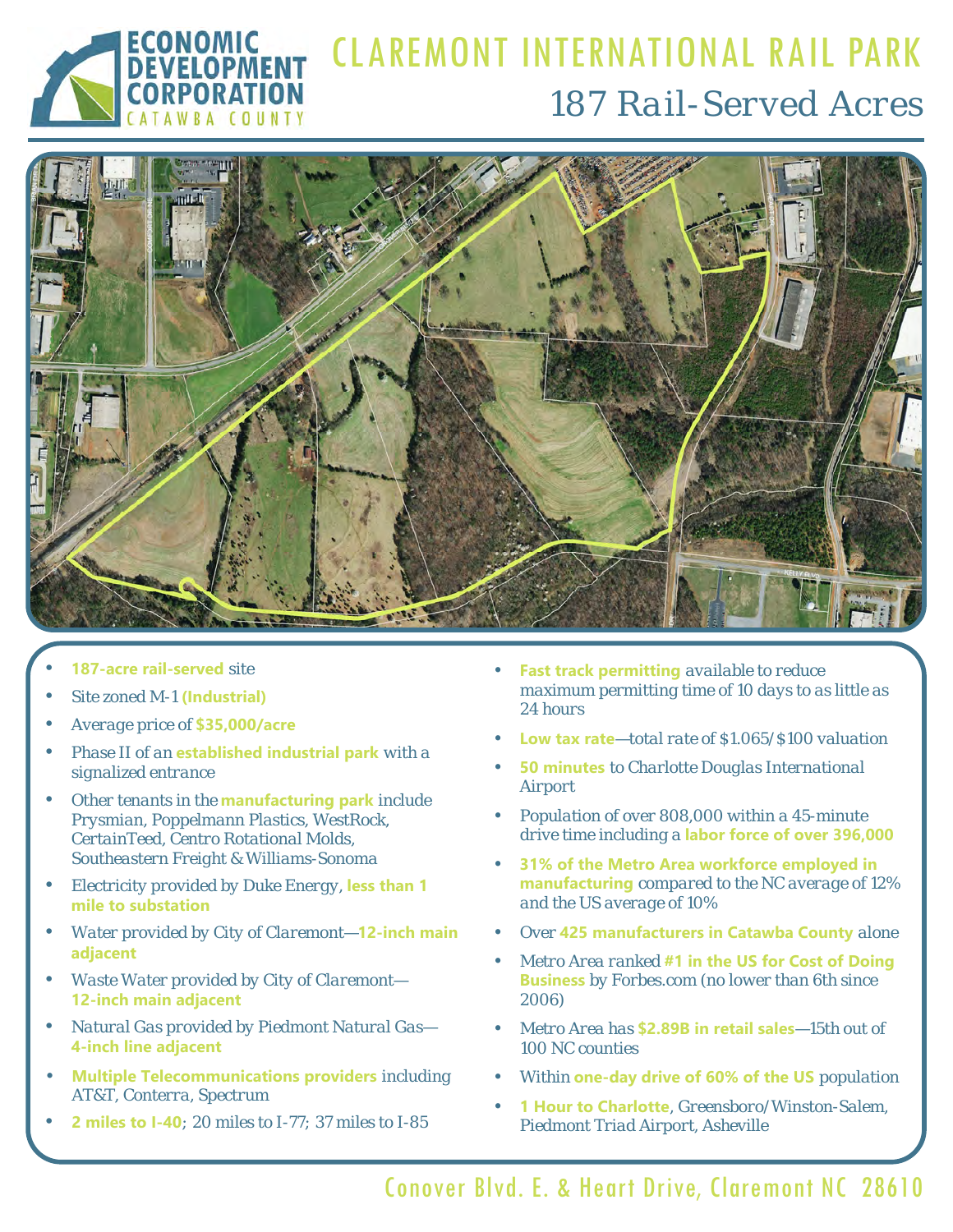ECONOMIC DEVELOPMENT CORPORATION
CATAWBA COUNTY

# CLAREMONT INTERNATIONAL RAIL PARK

## 187 Rail-Served Acres

- **187-acre rail-served** site
- Site zoned M-1 **(Industrial)**
- Average price of **$35,000/acre**
- Phase II of an **established industrial park** with a signalized entrance
- Other tenants in the **manufacturing park** include Prysmian, Poppelmann Plastics, WestRock, CertainTeed, Centro Rotational Molds, Southeastern Freight & Williams-Sonoma
- Electricity provided by Duke Energy, **less than 1 mile to substation**
- Water provided by City of Claremont—**12-inch main adjacent**
- Waste Water provided by City of Claremont—**12-inch main adjacent**
- Natural Gas provided by Piedmont Natural Gas—**4-inch line adjacent**
- **Multiple Telecommunications providers** including AT&T, Conterra, Spectrum
- **2 miles to I-40**; 20 miles to I-77; 37 miles to I-85
- **Fast track permitting** available to reduce maximum permitting time of 10 days to as little as 24 hours
- **Low tax rate**—total rate of $1.065/$100 valuation
- **50 minutes** to Charlotte Douglas International Airport
- Population of over 808,000 within a 45-minute drive time including a **labor force of over 396,000**
- **31% of the Metro Area workforce employed in manufacturing** compared to the NC average of 12% and the US average of 10%
- Over **425 manufacturers in Catawba County** alone
- Metro Area ranked **#1 in the US for Cost of Doing Business** by Forbes.com (no lower than 6th since 2006)
- Metro Area has **$2.89B in retail sales**—15th out of 100 NC counties
- Within **one-day drive of 60% of the US** population
- **1 Hour to Charlotte**, Greensboro/Winston-Salem, Piedmont Triad Airport, Asheville

Conover Blvd. E. & Heart Drive, Claremont NC 28610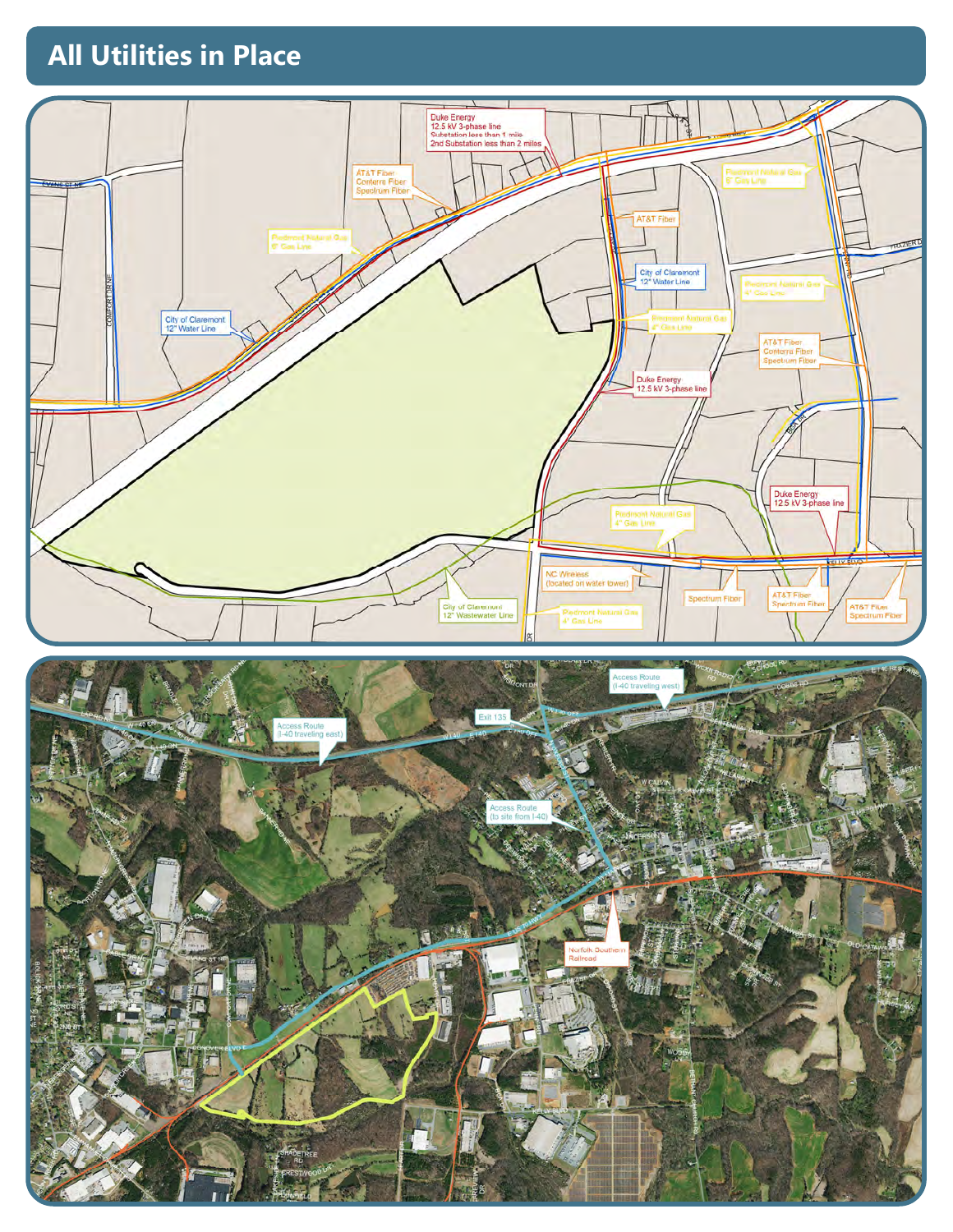## All Utilities in Place

Duke Energy
12.5 kV 3-phase line
Substation less than 1 mile
2nd Substation less than 2 miles

AT&T Fiber
Conterra Fiber
Spectrum Fiber

Piedmont Natural Gas
6" Gas Line

City of Claremont
12" Water Line

AT&T Fiber

City of Claremont
12" Water Line

Piedmont Natural Gas
4" Gas Line

Duke Energy
12.5 kV 3-phase line

Piedmont Natural Gas
6" Gas Line

Piedmont Natural Gas
4" Gas Line

AT&T Fiber
Conterra Fiber
Spectrum Fiber

Duke Energy
12.5 kV 3-phase line

Piedmont Natural Gas
4" Gas Line

NC Wireless
(located on water tower)

Spectrum Fiber

AT&T Fiber
Spectrum Fiber

AT&T Fiber
Spectrum Fiber

City of Claremont
12" Wastewater Line

Piedmont Natural Gas
4" Gas Line

Access Route
(I-40 traveling west)

Access Route
(I-40 traveling east)

Exit 135

Access Route
(to site from I-40)

Norfolk Southern
Railroad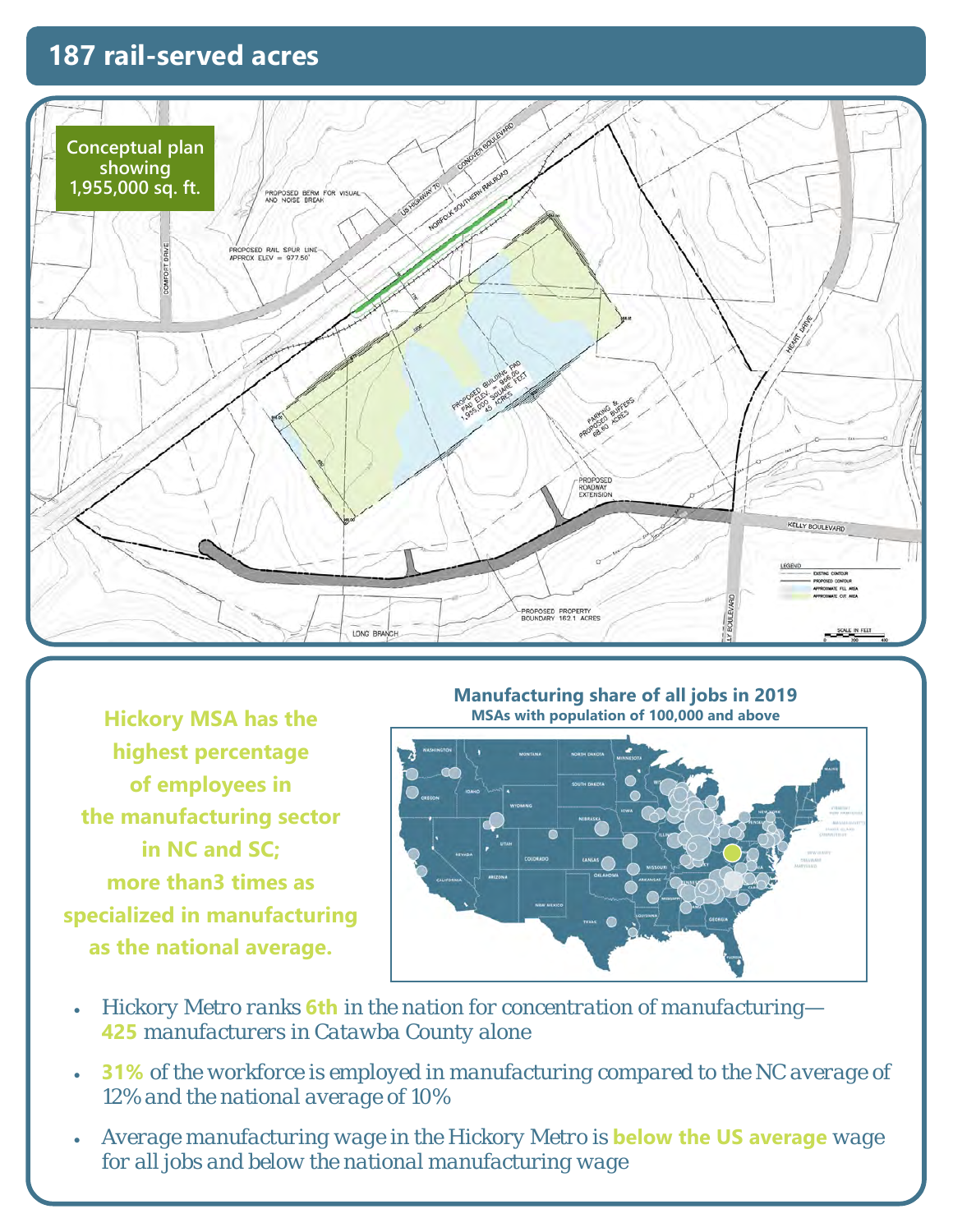## 187 rail-served acres

**Conceptual plan showing 1,955,000 sq. ft.**

PROPOSED BERM FOR VISUAL AND NOISE BREAK

PROPOSED RAIL SPUR LINE APPROX ELEV = 977.50'

US HIGHWAY 70

CONOVER BOULEVARD

NORFOLK SOUTHERN RAILROAD

PROPOSED BUILDING PAD PAD ELEV = 966.00 1,955,000 SQUARE FEET 45 ACRES

PARKING & PROPOSED BUFFERS 68.80 ACRES

PROPOSED ROADWAY EXTENSION

PROPOSED PROPERTY BOUNDARY 162.1 ACRES

KELLY BOULEVARD

HEART DRIVE

COMFORT DRIVE

LONG BRANCH

LEGEND

- EXISTING CONTOUR
- PROPOSED CONTOUR
- APPROXIMATE FILL AREA
- APPROXIMATE CUT AREA

SCALE IN FEET

**Hickory MSA has the highest percentage of employees in the manufacturing sector in NC and SC; more than3 times as specialized in manufacturing as the national average.**

**Manufacturing share of all jobs in 2019**
**MSAs with population of 100,000 and above**

- *Hickory Metro ranks* **6th** *in the nation for concentration of manufacturing—* **425** *manufacturers in Catawba County alone*
- **31%** *of the workforce is employed in manufacturing compared to the NC average of 12% and the national average of 10%*
- *Average manufacturing wage in the Hickory Metro is* **below the US average** *wage for all jobs and below the national manufacturing wage*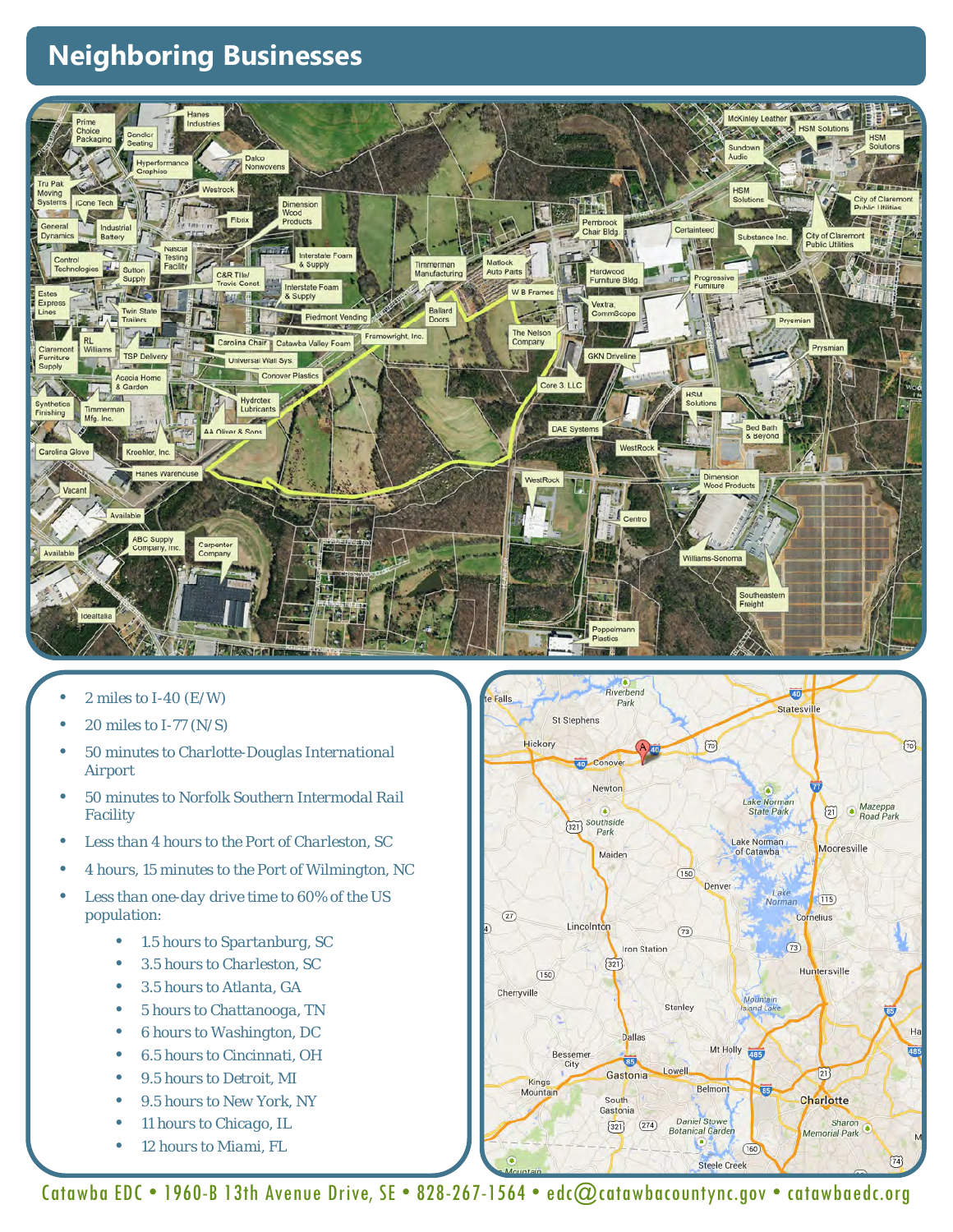# Neighboring Businesses

- 2 miles to I-40 (E/W)
- 20 miles to I-77 (N/S)
- 50 minutes to Charlotte-Douglas International Airport
- 50 minutes to Norfolk Southern Intermodal Rail Facility
- Less than 4 hours to the Port of Charleston, SC
- 4 hours, 15 minutes to the Port of Wilmington, NC
- Less than one-day drive time to 60% of the US population:
  - 1.5 hours to Spartanburg, SC
  - 3.5 hours to Charleston, SC
  - 3.5 hours to Atlanta, GA
  - 5 hours to Chattanooga, TN
  - 6 hours to Washington, DC
  - 6.5 hours to Cincinnati, OH
  - 9.5 hours to Detroit, MI
  - 9.5 hours to New York, NY
  - 11 hours to Chicago, IL
  - 12 hours to Miami, FL

Catawba EDC • 1960-B 13th Avenue Drive, SE • 828-267-1564 • edc@catawbacountync.gov • catawbaedc.org